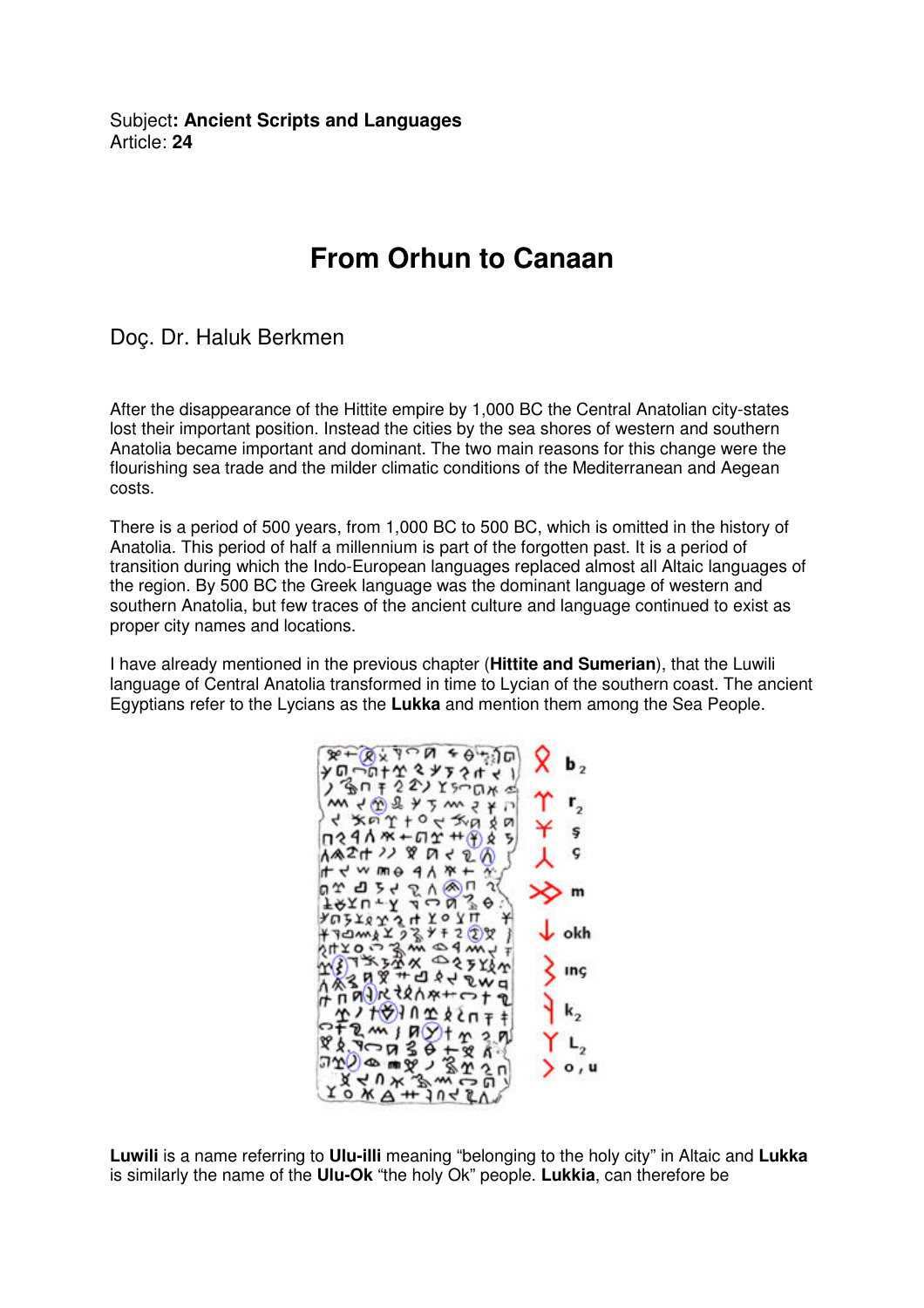Subject**: Ancient Scripts and Languages**
Article: **24**

# From Orhun to Canaan

Doç. Dr. Haluk Berkmen

After the disappearance of the Hittite empire by 1,000 BC the Central Anatolian city-states lost their important position. Instead the cities by the sea shores of western and southern Anatolia became important and dominant. The two main reasons for this change were the flourishing sea trade and the milder climatic conditions of the Mediterranean and Aegean costs.

There is a period of 500 years, from 1,000 BC to 500 BC, which is omitted in the history of Anatolia. This period of half a millennium is part of the forgotten past. It is a period of transition during which the Indo-European languages replaced almost all Altaic languages of the region. By 500 BC the Greek language was the dominant language of western and southern Anatolia, but few traces of the ancient culture and language continued to exist as proper city names and locations.

I have already mentioned in the previous chapter (**Hittite and Sumerian**), that the Luwili language of Central Anatolia transformed in time to Lycian of the southern coast. The ancient Egyptians refer to the Lycians as the **Lukka** and mention them among the Sea People.

$b_2$

$r_2$

ş

ç

m

okh

inç

$k_2$

$L_2$

o , u

**Luwili** is a name referring to **Ulu-illi** meaning "belonging to the holy city" in Altaic and **Lukka** is similarly the name of the **Ulu-Ok** "the holy Ok" people. **Lukkia**, can therefore be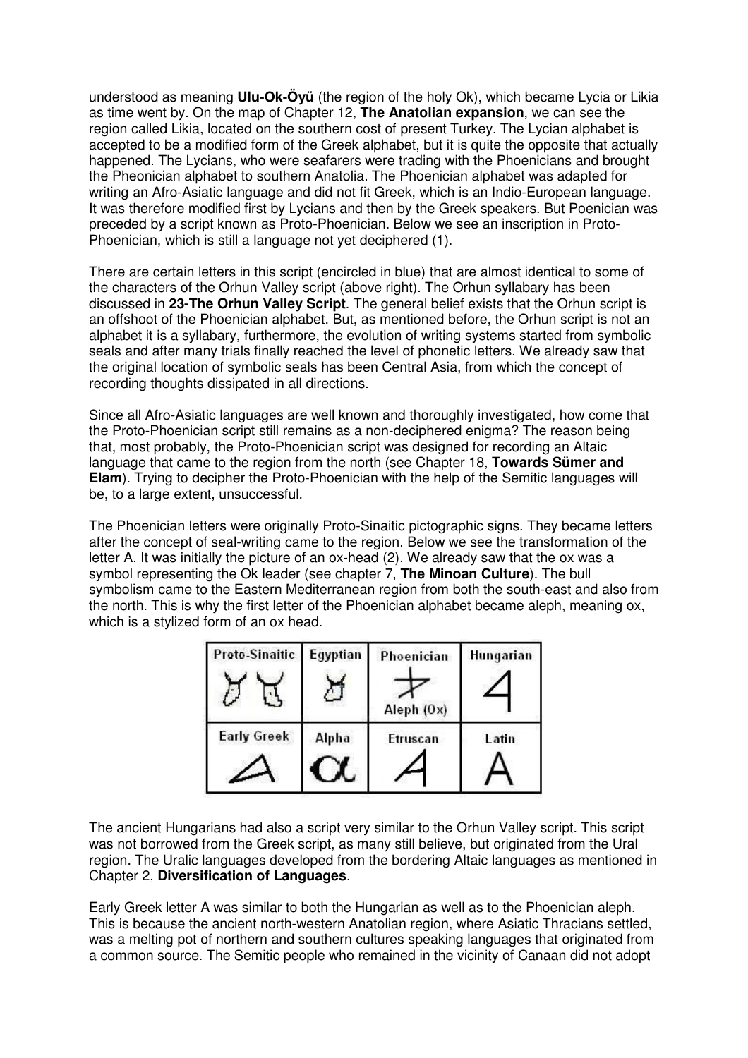understood as meaning **Ulu-Ok-Öyü** (the region of the holy Ok), which became Lycia or Likia as time went by. On the map of Chapter 12, **The Anatolian expansion**, we can see the region called Likia, located on the southern cost of present Turkey. The Lycian alphabet is accepted to be a modified form of the Greek alphabet, but it is quite the opposite that actually happened. The Lycians, who were seafarers were trading with the Phoenicians and brought the Pheonician alphabet to southern Anatolia. The Phoenician alphabet was adapted for writing an Afro-Asiatic language and did not fit Greek, which is an Indio-European language. It was therefore modified first by Lycians and then by the Greek speakers. But Poenician was preceded by a script known as Proto-Phoenician. Below we see an inscription in Proto-Phoenician, which is still a language not yet deciphered (1).

There are certain letters in this script (encircled in blue) that are almost identical to some of the characters of the Orhun Valley script (above right). The Orhun syllabary has been discussed in **23-The Orhun Valley Script**. The general belief exists that the Orhun script is an offshoot of the Phoenician alphabet. But, as mentioned before, the Orhun script is not an alphabet it is a syllabary, furthermore, the evolution of writing systems started from symbolic seals and after many trials finally reached the level of phonetic letters. We already saw that the original location of symbolic seals has been Central Asia, from which the concept of recording thoughts dissipated in all directions.

Since all Afro-Asiatic languages are well known and thoroughly investigated, how come that the Proto-Phoenician script still remains as a non-deciphered enigma? The reason being that, most probably, the Proto-Phoenician script was designed for recording an Altaic language that came to the region from the north (see Chapter 18, **Towards Sümer and Elam**). Trying to decipher the Proto-Phoenician with the help of the Semitic languages will be, to a large extent, unsuccessful.

The Phoenician letters were originally Proto-Sinaitic pictographic signs. They became letters after the concept of seal-writing came to the region. Below we see the transformation of the letter A. It was initially the picture of an ox-head (2). We already saw that the ox was a symbol representing the Ok leader (see chapter 7, **The Minoan Culture**). The bull symbolism came to the Eastern Mediterranean region from both the south-east and also from the north. This is why the first letter of the Phoenician alphabet became aleph, meaning ox, which is a stylized form of an ox head.

| Proto-Sinaitic | Egyptian | Phoenician | Hungarian |
|---|---|---|---|
| | | Aleph (Ox) | |
| **Early Greek** | **Alpha** | **Etruscan** | **Latin** |
| | α | | A |

The ancient Hungarians had also a script very similar to the Orhun Valley script. This script was not borrowed from the Greek script, as many still believe, but originated from the Ural region. The Uralic languages developed from the bordering Altaic languages as mentioned in Chapter 2, **Diversification of Languages**.

Early Greek letter A was similar to both the Hungarian as well as to the Phoenician aleph. This is because the ancient north-western Anatolian region, where Asiatic Thracians settled, was a melting pot of northern and southern cultures speaking languages that originated from a common source. The Semitic people who remained in the vicinity of Canaan did not adopt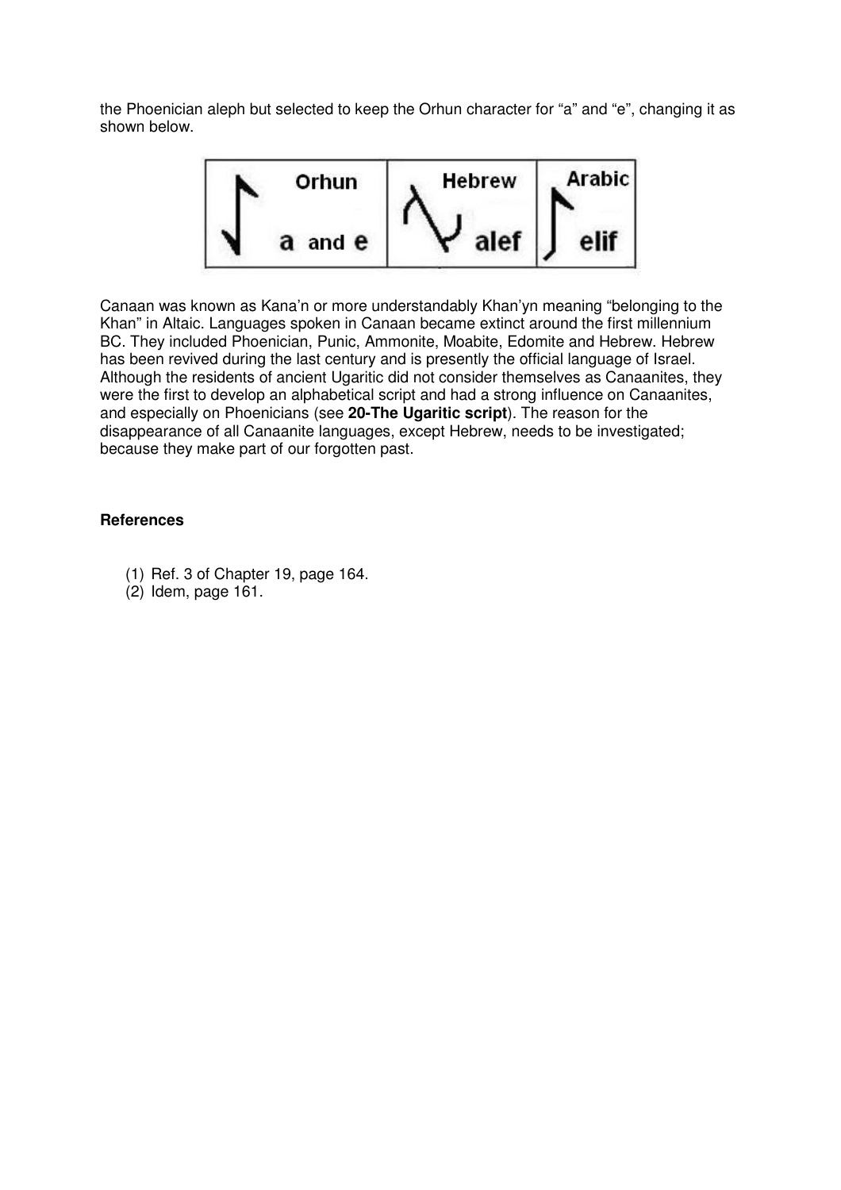the Phoenician aleph but selected to keep the Orhun character for "a" and "e", changing it as shown below.

Orhun

a and e

Hebrew

alef

Arabic

elif

Canaan was known as Kana'n or more understandably Khan'yn meaning "belonging to the Khan" in Altaic. Languages spoken in Canaan became extinct around the first millennium BC. They included Phoenician, Punic, Ammonite, Moabite, Edomite and Hebrew. Hebrew has been revived during the last century and is presently the official language of Israel. Although the residents of ancient Ugaritic did not consider themselves as Canaanites, they were the first to develop an alphabetical script and had a strong influence on Canaanites, and especially on Phoenicians (see **20-The Ugaritic script**). The reason for the disappearance of all Canaanite languages, except Hebrew, needs to be investigated; because they make part of our forgotten past.

**References**

(1) Ref. 3 of Chapter 19, page 164.
(2) Idem, page 161.